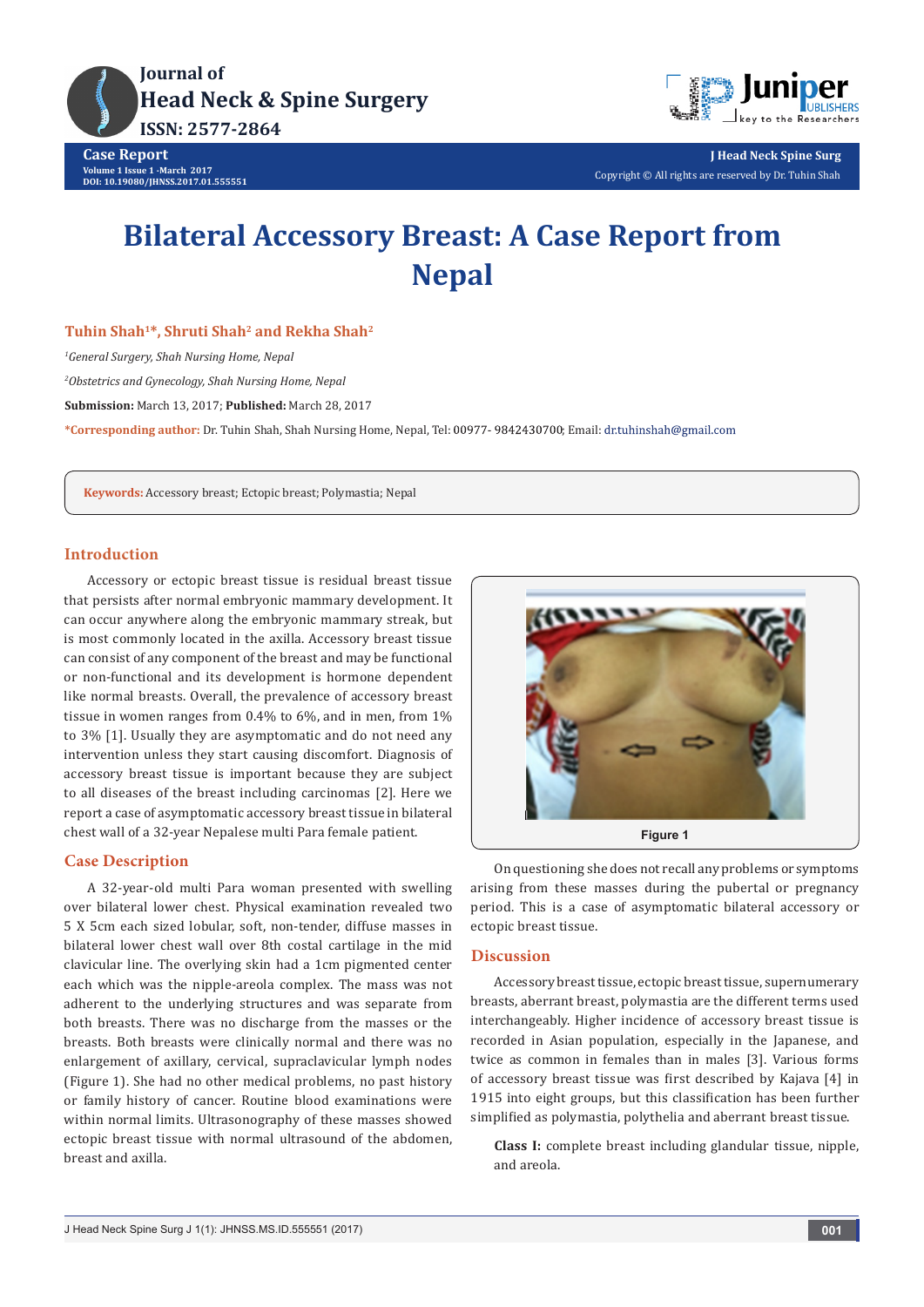Case Report

Volume 1 Issue 1 -March 2017
DOI: 10.19080/JHNSS.2017.01.555551

# Bilateral Accessory Breast: A Case Report from Nepal

**Tuhin Shah[1]*, Shruti Shah[2] and Rekha Shah[2]**

[1]*General Surgery, Shah Nursing Home, Nepal*

[2]*Obstetrics and Gynecology, Shah Nursing Home, Nepal*

**Submission:** March 13, 2017; **Published:** March 28, 2017

***Corresponding author:** Dr. Tuhin Shah, Shah Nursing Home, Nepal, Tel: 00977- 9842430700; Email: dr.tuhinshah@gmail.com

**Keywords:** Accessory breast; Ectopic breast; Polymastia; Nepal

## Introduction

Accessory or ectopic breast tissue is residual breast tissue that persists after normal embryonic mammary development. It can occur anywhere along the embryonic mammary streak, but is most commonly located in the axilla. Accessory breast tissue can consist of any component of the breast and may be functional or non-functional and its development is hormone dependent like normal breasts. Overall, the prevalence of accessory breast tissue in women ranges from 0.4% to 6%, and in men, from 1% to 3% [1]. Usually they are asymptomatic and do not need any intervention unless they start causing discomfort. Diagnosis of accessory breast tissue is important because they are subject to all diseases of the breast including carcinomas [2]. Here we report a case of asymptomatic accessory breast tissue in bilateral chest wall of a 32-year Nepalese multi Para female patient.

## Case Description

A 32-year-old multi Para woman presented with swelling over bilateral lower chest. Physical examination revealed two 5 X 5cm each sized lobular, soft, non-tender, diffuse masses in bilateral lower chest wall over 8th costal cartilage in the mid clavicular line. The overlying skin had a 1cm pigmented center each which was the nipple-areola complex. The mass was not adherent to the underlying structures and was separate from both breasts. There was no discharge from the masses or the breasts. Both breasts were clinically normal and there was no enlargement of axillary, cervical, supraclavicular lymph nodes (Figure 1). She had no other medical problems, no past history or family history of cancer. Routine blood examinations were within normal limits. Ultrasonography of these masses showed ectopic breast tissue with normal ultrasound of the abdomen, breast and axilla.

Figure 1

On questioning she does not recall any problems or symptoms arising from these masses during the pubertal or pregnancy period. This is a case of asymptomatic bilateral accessory or ectopic breast tissue.

## Discussion

Accessory breast tissue, ectopic breast tissue, supernumerary breasts, aberrant breast, polymastia are the different terms used interchangeably. Higher incidence of accessory breast tissue is recorded in Asian population, especially in the Japanese, and twice as common in females than in males [3]. Various forms of accessory breast tissue was first described by Kajava [4] in 1915 into eight groups, but this classification has been further simplified as polymastia, polythelia and aberrant breast tissue.

**Class I:** complete breast including glandular tissue, nipple, and areola.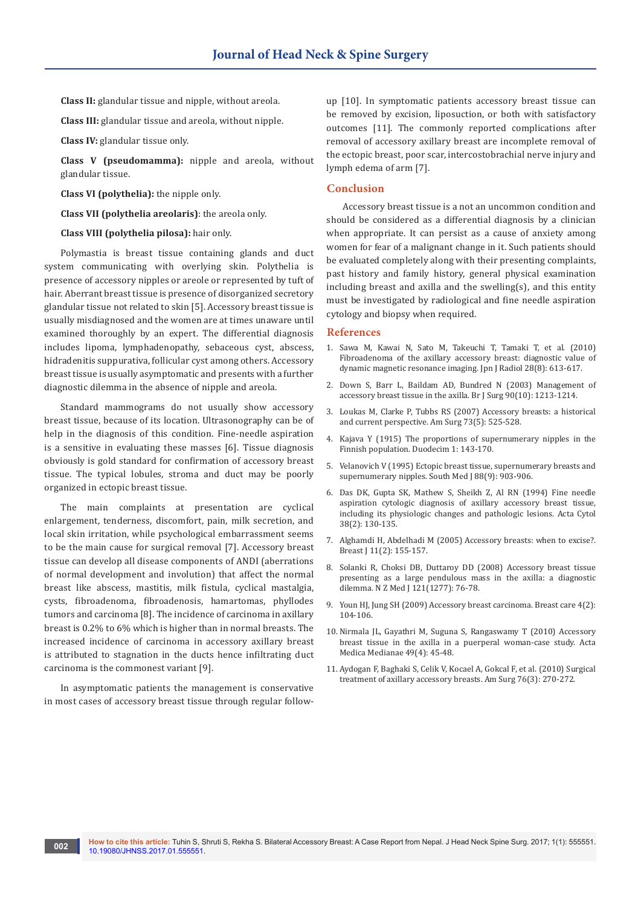**Class II:** glandular tissue and nipple, without areola.

**Class III:** glandular tissue and areola, without nipple.

**Class IV:** glandular tissue only.

**Class V (pseudomamma):** nipple and areola, without glandular tissue.

**Class VI (polythelia):** the nipple only.

**Class VII (polythelia areolaris)**: the areola only.

**Class VIII (polythelia pilosa):** hair only.

Polymastia is breast tissue containing glands and duct system communicating with overlying skin. Polythelia is presence of accessory nipples or areole or represented by tuft of hair. Aberrant breast tissue is presence of disorganized secretory glandular tissue not related to skin [5]. Accessory breast tissue is usually misdiagnosed and the women are at times unaware until examined thoroughly by an expert. The differential diagnosis includes lipoma, lymphadenopathy, sebaceous cyst, abscess, hidradenitis suppurativa, follicular cyst among others. Accessory breast tissue is usually asymptomatic and presents with a further diagnostic dilemma in the absence of nipple and areola.

Standard mammograms do not usually show accessory breast tissue, because of its location. Ultrasonography can be of help in the diagnosis of this condition. Fine-needle aspiration is a sensitive in evaluating these masses [6]. Tissue diagnosis obviously is gold standard for confirmation of accessory breast tissue. The typical lobules, stroma and duct may be poorly organized in ectopic breast tissue.

The main complaints at presentation are cyclical enlargement, tenderness, discomfort, pain, milk secretion, and local skin irritation, while psychological embarrassment seems to be the main cause for surgical removal [7]. Accessory breast tissue can develop all disease components of ANDI (aberrations of normal development and involution) that affect the normal breast like abscess, mastitis, milk fistula, cyclical mastalgia, cysts, fibroadenoma, fibroadenosis, hamartomas, phyllodes tumors and carcinoma [8]. The incidence of carcinoma in axillary breast is 0.2% to 6% which is higher than in normal breasts. The increased incidence of carcinoma in accessory axillary breast is attributed to stagnation in the ducts hence infiltrating duct carcinoma is the commonest variant [9].

In asymptomatic patients the management is conservative in most cases of accessory breast tissue through regular follow-up [10]. In symptomatic patients accessory breast tissue can be removed by excision, liposuction, or both with satisfactory outcomes [11]. The commonly reported complications after removal of accessory axillary breast are incomplete removal of the ectopic breast, poor scar, intercostobrachial nerve injury and lymph edema of arm [7].

## Conclusion

Accessory breast tissue is a not an uncommon condition and should be considered as a differential diagnosis by a clinician when appropriate. It can persist as a cause of anxiety among women for fear of a malignant change in it. Such patients should be evaluated completely along with their presenting complaints, past history and family history, general physical examination including breast and axilla and the swelling(s), and this entity must be investigated by radiological and fine needle aspiration cytology and biopsy when required.

## References

1. Sawa M, Kawai N, Sato M, Takeuchi T, Tamaki T, et al. (2010) Fibroadenoma of the axillary accessory breast: diagnostic value of dynamic magnetic resonance imaging. Jpn J Radiol 28(8): 613-617.
2. Down S, Barr L, Baildam AD, Bundred N (2003) Management of accessory breast tissue in the axilla. Br J Surg 90(10): 1213-1214.
3. Loukas M, Clarke P, Tubbs RS (2007) Accessory breasts: a historical and current perspective. Am Surg 73(5): 525-528.
4. Kajava Y (1915) The proportions of supernumerary nipples in the Finnish population. Duodecim 1: 143-170.
5. Velanovich V (1995) Ectopic breast tissue, supernumerary breasts and supernumerary nipples. South Med J 88(9): 903-906.
6. Das DK, Gupta SK, Mathew S, Sheikh Z, Al RN (1994) Fine needle aspiration cytologic diagnosis of axillary accessory breast tissue, including its physiologic changes and pathologic lesions. Acta Cytol 38(2): 130-135.
7. Alghamdi H, Abdelhadi M (2005) Accessory breasts: when to excise?. Breast J 11(2): 155-157.
8. Solanki R, Choksi DB, Duttaroy DD (2008) Accessory breast tissue presenting as a large pendulous mass in the axilla: a diagnostic dilemma. N Z Med J 121(1277): 76-78.
9. Youn HJ, Jung SH (2009) Accessory breast carcinoma. Breast care 4(2): 104-106.
10. Nirmala JL, Gayathri M, Suguna S, Rangaswamy T (2010) Accessory breast tissue in the axilla in a puerperal woman-case study. Acta Medica Medianae 49(4): 45-48.
11. Aydogan F, Baghaki S, Celik V, Kocael A, Gokcal F, et al. (2010) Surgical treatment of axillary accessory breasts. Am Surg 76(3): 270-272.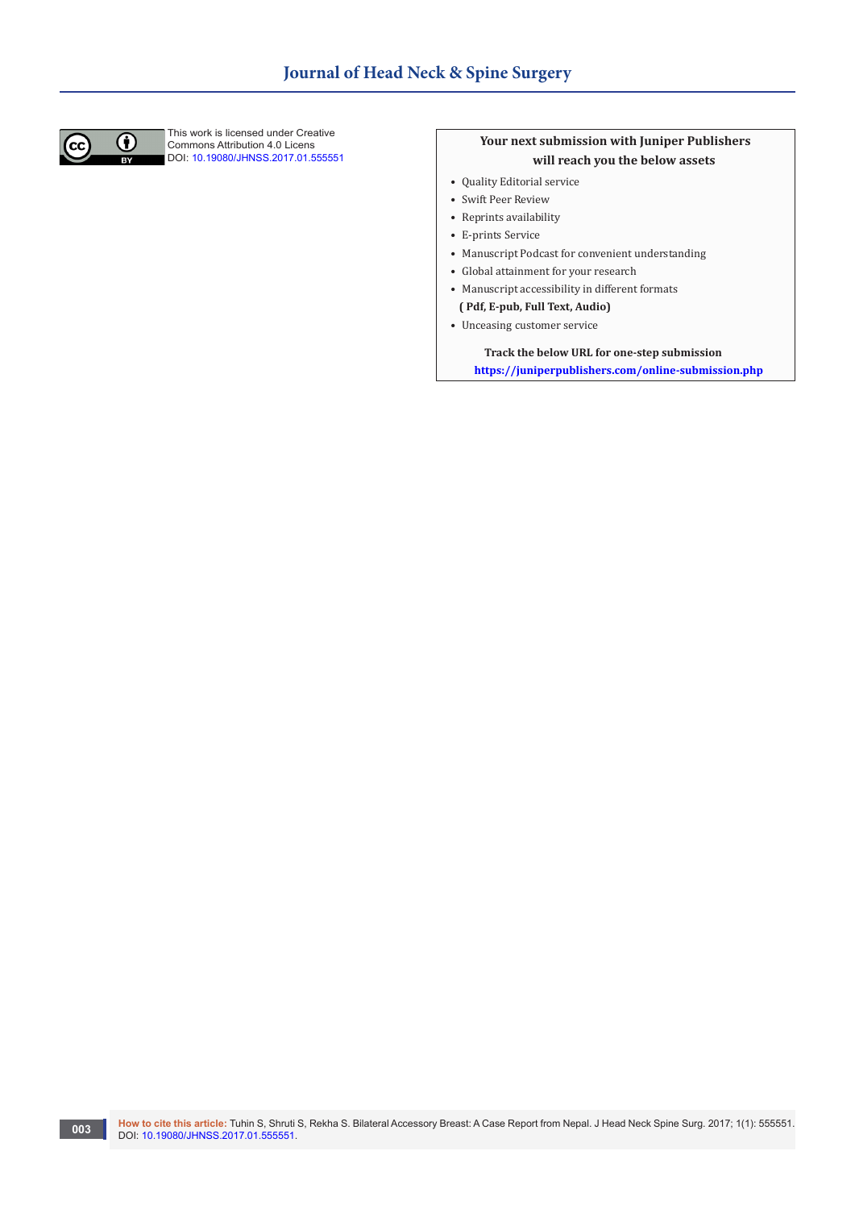This work is licensed under Creative Commons Attribution 4.0 Licens
DOI: 10.19080/JHNSS.2017.01.555551

**Your next submission with Juniper Publishers will reach you the below assets**

- Quality Editorial service
- Swift Peer Review
- Reprints availability
- E-prints Service
- Manuscript Podcast for convenient understanding
- Global attainment for your research
- Manuscript accessibility in different formats

**( Pdf, E-pub, Full Text, Audio)**

- Unceasing customer service

**Track the below URL for one-step submission**

**https://juniperpublishers.com/online-submission.php**

**How to cite this article:** Tuhin S, Shruti S, Rekha S. Bilateral Accessory Breast: A Case Report from Nepal. J Head Neck Spine Surg. 2017; 1(1): 555551. DOI: 10.19080/JHNSS.2017.01.555551.